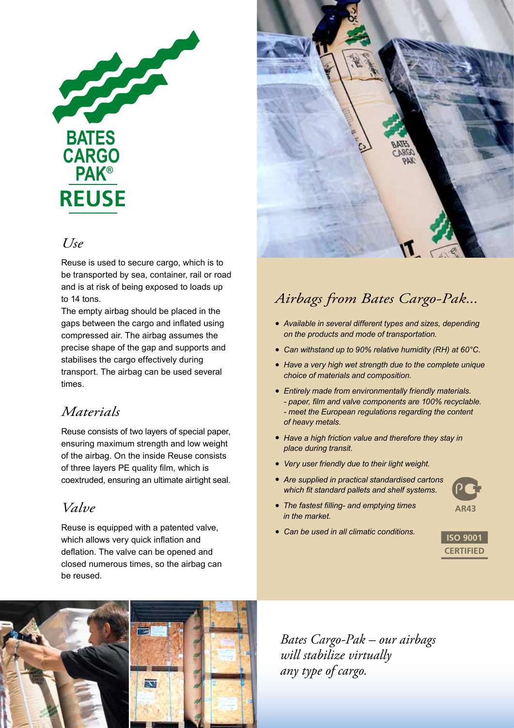# BATES CARGO PAK® REUSE

## *Use*

Reuse is used to secure cargo, which is to be transported by sea, container, rail or road and is at risk of being exposed to loads up to 14 tons.

The empty airbag should be placed in the gaps between the cargo and inflated using compressed air. The airbag assumes the precise shape of the gap and supports and stabilises the cargo effectively during transport. The airbag can be used several times.

## *Materials*

Reuse consists of two layers of special paper, ensuring maximum strength and low weight of the airbag. On the inside Reuse consists of three layers PE quality film, which is coextruded, ensuring an ultimate airtight seal.

## *Valve*

Reuse is equipped with a patented valve, which allows very quick inflation and deflation. The valve can be opened and closed numerous times, so the airbag can be reused.

## *Airbags from Bates Cargo-Pak...*

- *Available in several different types and sizes, depending on the products and mode of transportation.*
- *Can withstand up to 90% relative humidity (RH) at 60°C.*
- *Have a very high wet strength due to the complete unique choice of materials and composition.*
- *Entirely made from environmentally friendly materials.*
  *- paper, film and valve components are 100% recyclable.*
  *- meet the European regulations regarding the content of heavy metals.*
- *Have a high friction value and therefore they stay in place during transit.*
- *Very user friendly due to their light weight.*
- *Are supplied in practical standardised cartons which fit standard pallets and shelf systems.*
- *The fastest filling- and emptying times in the market.*
- *Can be used in all climatic conditions.*

AR43

ISO 9001 CERTIFIED

*Bates Cargo-Pak – our airbags will stabilize virtually any type of cargo.*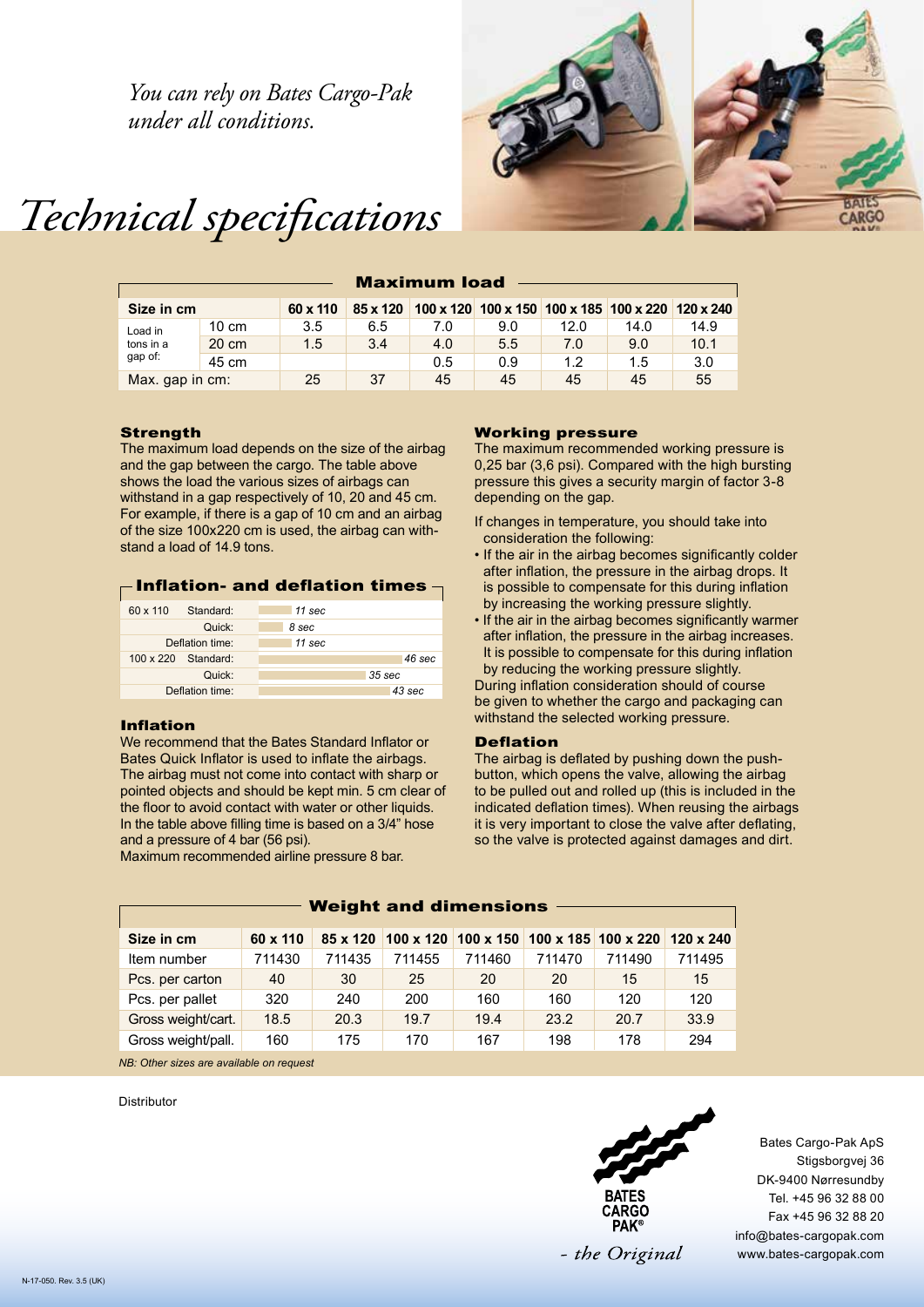*You can rely on Bates Cargo-Pak under all conditions.*

# Technical specifications

## Maximum load

| Size in cm | | 60 x 110 | 85 x 120 | 100 x 120 | 100 x 150 | 100 x 185 | 100 x 220 | 120 x 240 |
|---|---|---|---|---|---|---|---|---|
| Load in tons in a gap of: | 10 cm | 3.5 | 6.5 | 7.0 | 9.0 | 12.0 | 14.0 | 14.9 |
| | 20 cm | 1.5 | 3.4 | 4.0 | 5.5 | 7.0 | 9.0 | 10.1 |
| | 45 cm | | | 0.5 | 0.9 | 1.2 | 1.5 | 3.0 |
| Max. gap in cm: | | 25 | 37 | 45 | 45 | 45 | 45 | 55 |

### Strength

The maximum load depends on the size of the airbag and the gap between the cargo. The table above shows the load the various sizes of airbags can withstand in a gap respectively of 10, 20 and 45 cm. For example, if there is a gap of 10 cm and an airbag of the size 100x220 cm is used, the airbag can withstand a load of 14.9 tons.

### Inflation- and deflation times

60 x 110
Standard: 11 sec
Quick: 8 sec
Deflation time: 11 sec

100 x 220
Standard: 46 sec
Quick: 35 sec
Deflation time: 43 sec

### Inflation

We recommend that the Bates Standard Inflator or Bates Quick Inflator is used to inflate the airbags. The airbag must not come into contact with sharp or pointed objects and should be kept min. 5 cm clear of the floor to avoid contact with water or other liquids. In the table above filling time is based on a 3/4" hose and a pressure of 4 bar (56 psi).
Maximum recommended airline pressure 8 bar.

### Working pressure

The maximum recommended working pressure is 0,25 bar (3,6 psi). Compared with the high bursting pressure this gives a security margin of factor 3-8 depending on the gap.

If changes in temperature, you should take into consideration the following:

- If the air in the airbag becomes significantly colder after inflation, the pressure in the airbag drops. It is possible to compensate for this during inflation by increasing the working pressure slightly.
- If the air in the airbag becomes significantly warmer after inflation, the pressure in the airbag increases. It is possible to compensate for this during inflation by reducing the working pressure slightly.

During inflation consideration should of course be given to whether the cargo and packaging can withstand the selected working pressure.

### Deflation

The airbag is deflated by pushing down the push-button, which opens the valve, allowing the airbag to be pulled out and rolled up (this is included in the indicated deflation times). When reusing the airbags it is very important to close the valve after deflating, so the valve is protected against damages and dirt.

## Weight and dimensions

| Size in cm | 60 x 110 | 85 x 120 | 100 x 120 | 100 x 150 | 100 x 185 | 100 x 220 | 120 x 240 |
|---|---|---|---|---|---|---|---|
| Item number | 711430 | 711435 | 711455 | 711460 | 711470 | 711490 | 711495 |
| Pcs. per carton | 40 | 30 | 25 | 20 | 20 | 15 | 15 |
| Pcs. per pallet | 320 | 240 | 200 | 160 | 160 | 120 | 120 |
| Gross weight/cart. | 18.5 | 20.3 | 19.7 | 19.4 | 23.2 | 20.7 | 33.9 |
| Gross weight/pall. | 160 | 175 | 170 | 167 | 198 | 178 | 294 |

*NB: Other sizes are available on request*

Distributor

BATES CARGO PAK®
*- the Original*

Bates Cargo-Pak ApS
Stigsborgvej 36
DK-9400 Nørresundby
Tel. +45 96 32 88 00
Fax +45 96 32 88 20
info@bates-cargopak.com
www.bates-cargopak.com

N-17-050. Rev. 3.5 (UK)